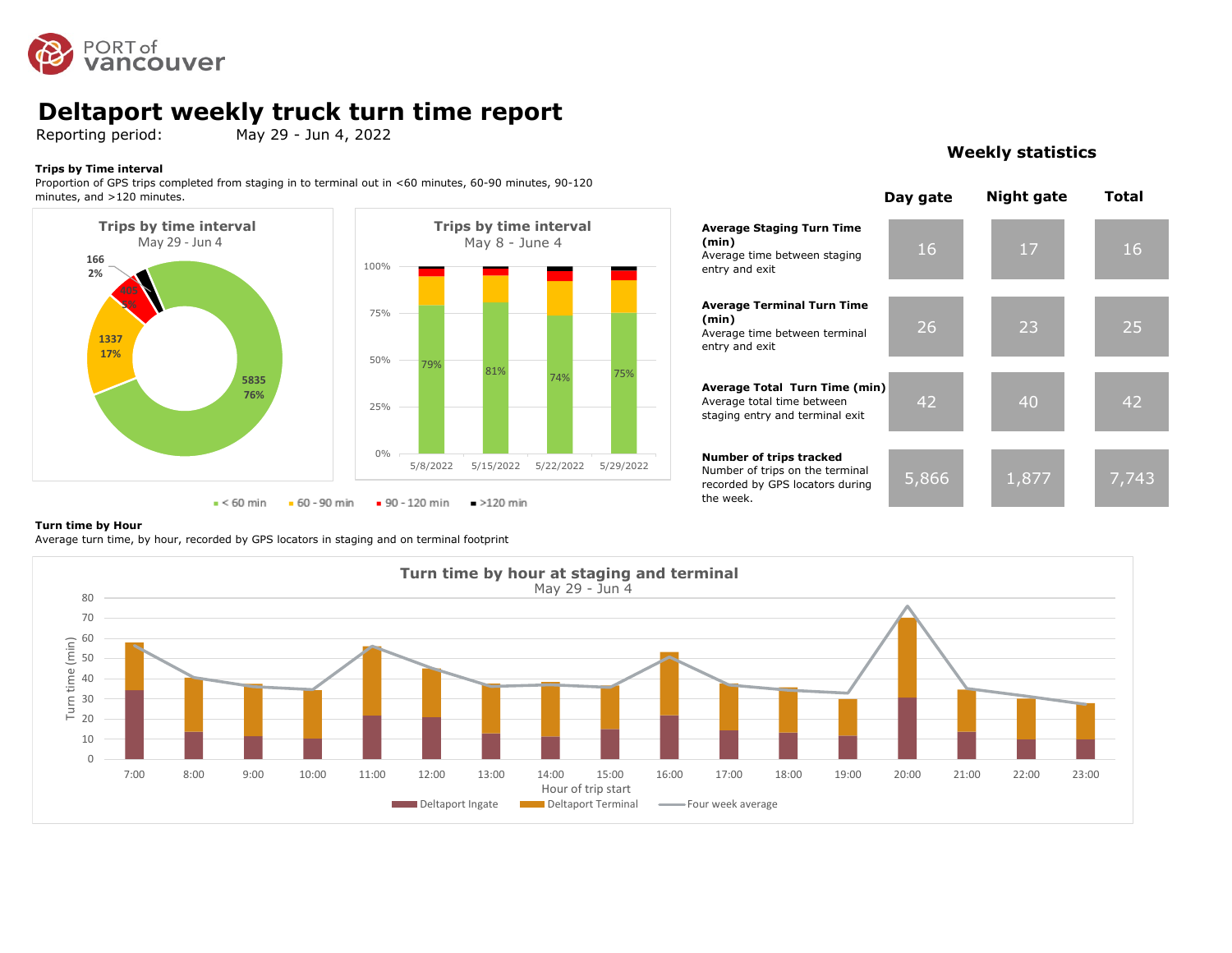PORT of vancouver

# Deltaport weekly truck turn time report

Reporting period: May 29 - Jun 4, 2022

**Trips by Time interval**

Proportion of GPS trips completed from staging in to terminal out in <60 minutes, 60-90 minutes, 90-120 minutes, and >120 minutes.

**Trips by time interval**
May 29 - Jun 4

| Interval | Trips | Share |
|---|---|---|
| < 60 min | 5835 | 76% |
| 60 - 90 min | 1337 | 17% |
| 90 - 120 min | 405 | 5% |
| >120 min | 166 | 2% |

**Trips by time interval**
May 8 - June 4

| Week | < 60 min |
|---|---|
| 5/8/2022 | 79% |
| 5/15/2022 | 81% |
| 5/22/2022 | 74% |
| 5/29/2022 | 75% |

## Weekly statistics

| | Day gate | Night gate | Total |
|---|---|---|---|
| **Average Staging Turn Time (min)** Average time between staging entry and exit | 16 | 17 | 16 |
| **Average Terminal Turn Time (min)** Average time between terminal entry and exit | 26 | 23 | 25 |
| **Average Total Turn Time (min)** Average total time between staging entry and terminal exit | 42 | 40 | 42 |
| **Number of trips tracked** Number of trips on the terminal recorded by GPS locators during the week. | 5,866 | 1,877 | 7,743 |

**Turn time by Hour**

Average turn time, by hour, recorded by GPS locators in staging and on terminal footprint

**Turn time by hour at staging and terminal**
May 29 - Jun 4

Hours of trip start: 7:00, 8:00, 9:00, 10:00, 11:00, 12:00, 13:00, 14:00, 15:00, 16:00, 17:00, 18:00, 19:00, 20:00, 21:00, 22:00, 23:00

Y-axis: Turn time (min), 0–80. X-axis: Hour of trip start.

Legend: Deltaport Ingate, Deltaport Terminal, Four week average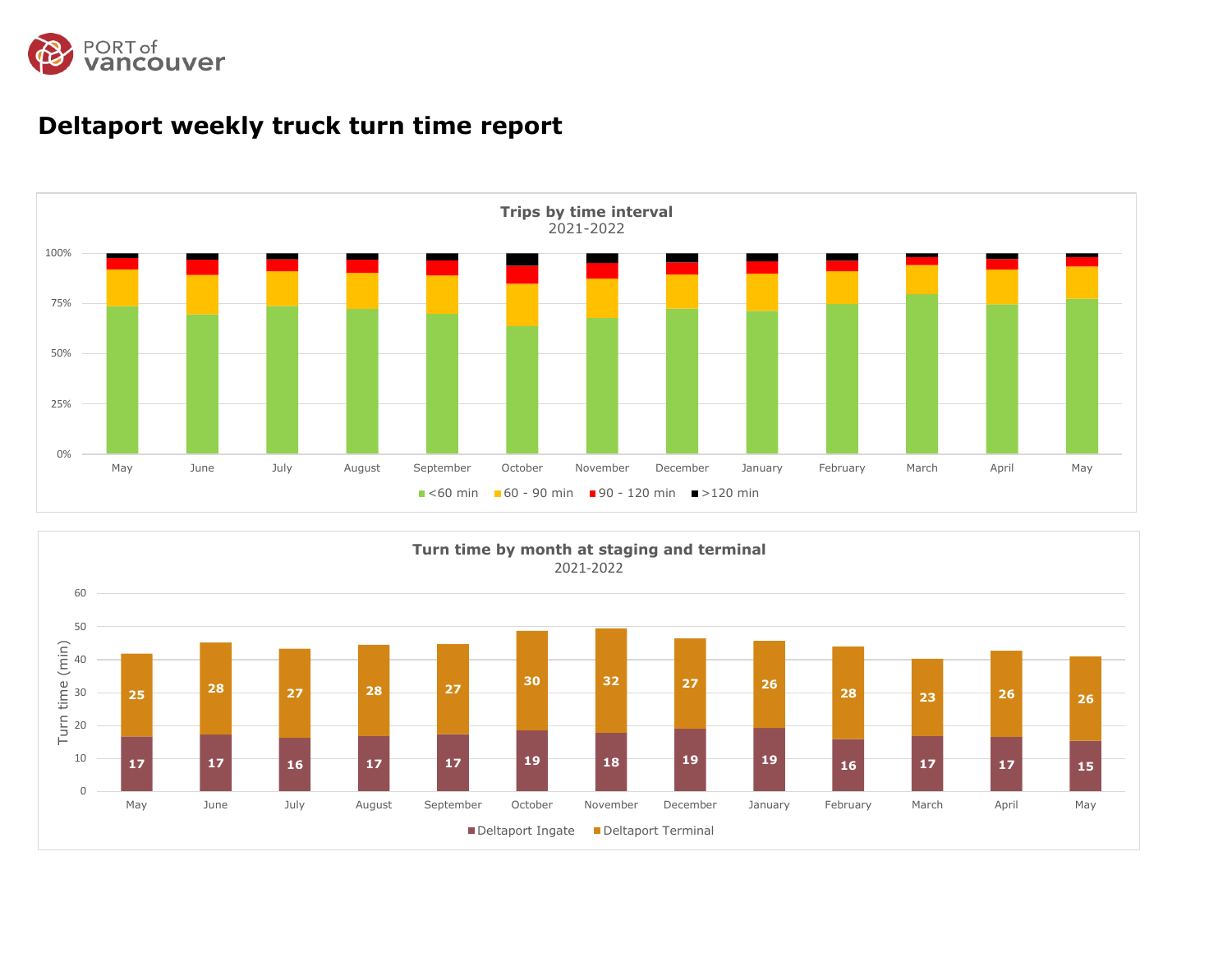# Deltaport weekly truck turn time report

**Trips by time interval**
2021-2022

| Month | <60 min | 60 - 90 min | 90 - 120 min | >120 min |
|---|---|---|---|---|
| May | | | | |
| June | | | | |
| July | | | | |
| August | | | | |
| September | | | | |
| October | | | | |
| November | | | | |
| December | | | | |
| January | | | | |
| February | | | | |
| March | | | | |
| April | | | | |
| May | | | | |

**Turn time by month at staging and terminal**
2021-2022

Turn time (min)

| Month | Deltaport Ingate | Deltaport Terminal |
|---|---|---|
| May | 17 | 25 |
| June | 17 | 28 |
| July | 16 | 27 |
| August | 17 | 28 |
| September | 17 | 27 |
| October | 19 | 30 |
| November | 18 | 32 |
| December | 19 | 27 |
| January | 19 | 26 |
| February | 16 | 28 |
| March | 17 | 23 |
| April | 17 | 26 |
| May | 15 | 26 |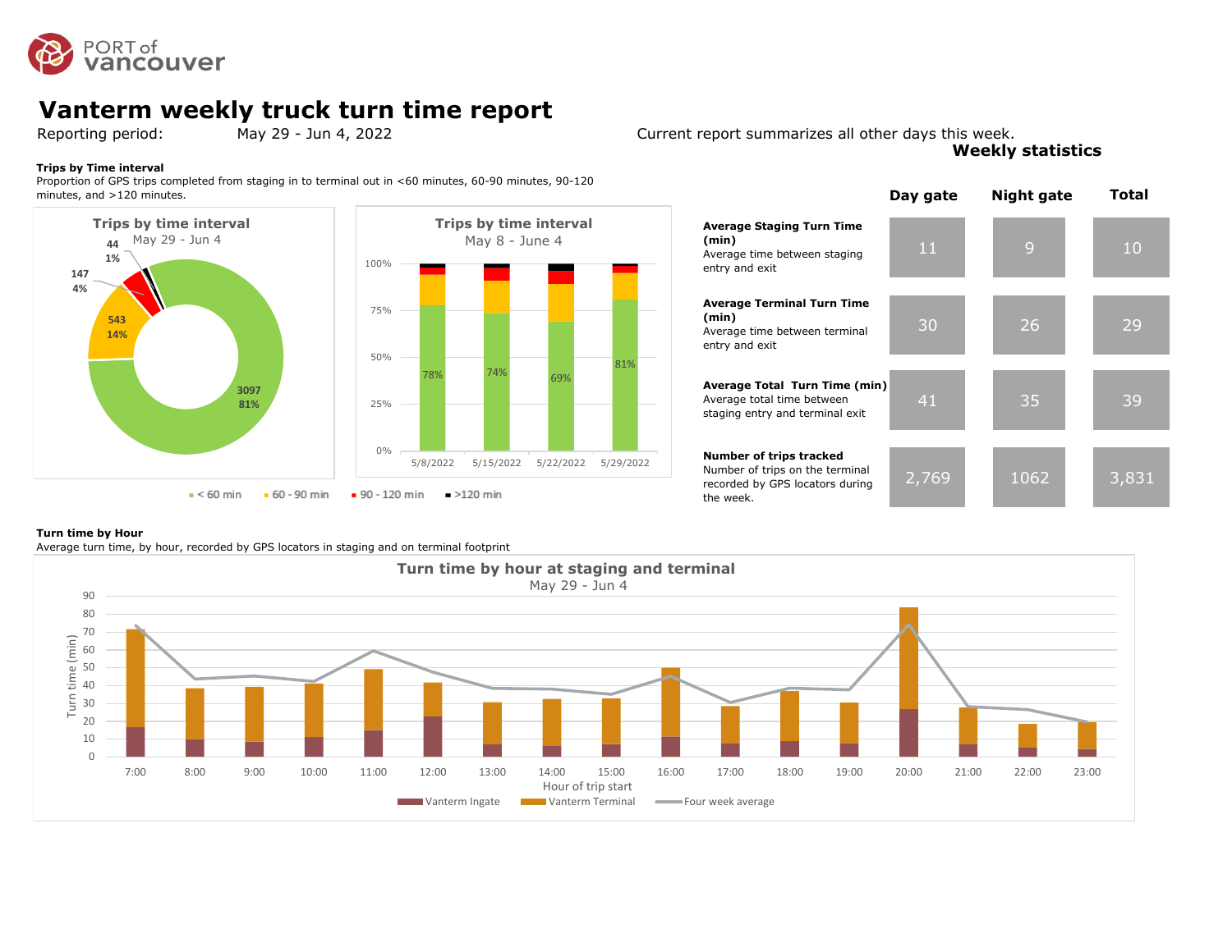# Vanterm weekly truck turn time report

Reporting period: May 29 - Jun 4, 2022

Current report summarizes all other days this week.

**Trips by Time interval**

Proportion of GPS trips completed from staging in to terminal out in <60 minutes, 60-90 minutes, 90-120 minutes, and >120 minutes.

**Trips by time interval**
May 29 - Jun 4

| Interval | Trips | Percent |
|---|---|---|
| < 60 min | 3097 | 81% |
| 60 - 90 min | 543 | 14% |
| 90 - 120 min | 147 | 4% |
| >120 min | 44 | 1% |

**Trips by time interval**
May 8 - June 4

| Week | < 60 min |
|---|---|
| 5/8/2022 | 78% |
| 5/15/2022 | 74% |
| 5/22/2022 | 69% |
| 5/29/2022 | 81% |

## Weekly statistics

| | Day gate | Night gate | Total |
|---|---|---|---|
| **Average Staging Turn Time (min)** Average time between staging entry and exit | 11 | 9 | 10 |
| **Average Terminal Turn Time (min)** Average time between terminal entry and exit | 30 | 26 | 29 |
| **Average Total Turn Time (min)** Average total time between staging entry and terminal exit | 41 | 35 | 39 |
| **Number of trips tracked** Number of trips on the terminal recorded by GPS locators during the week. | 2,769 | 1062 | 3,831 |

**Turn time by Hour**

Average turn time, by hour, recorded by GPS locators in staging and on terminal footprint

**Turn time by hour at staging and terminal**
May 29 - Jun 4

Turn time (min) by Hour of trip start (7:00 to 23:00); Legend: Vanterm Ingate, Vanterm Terminal, Four week average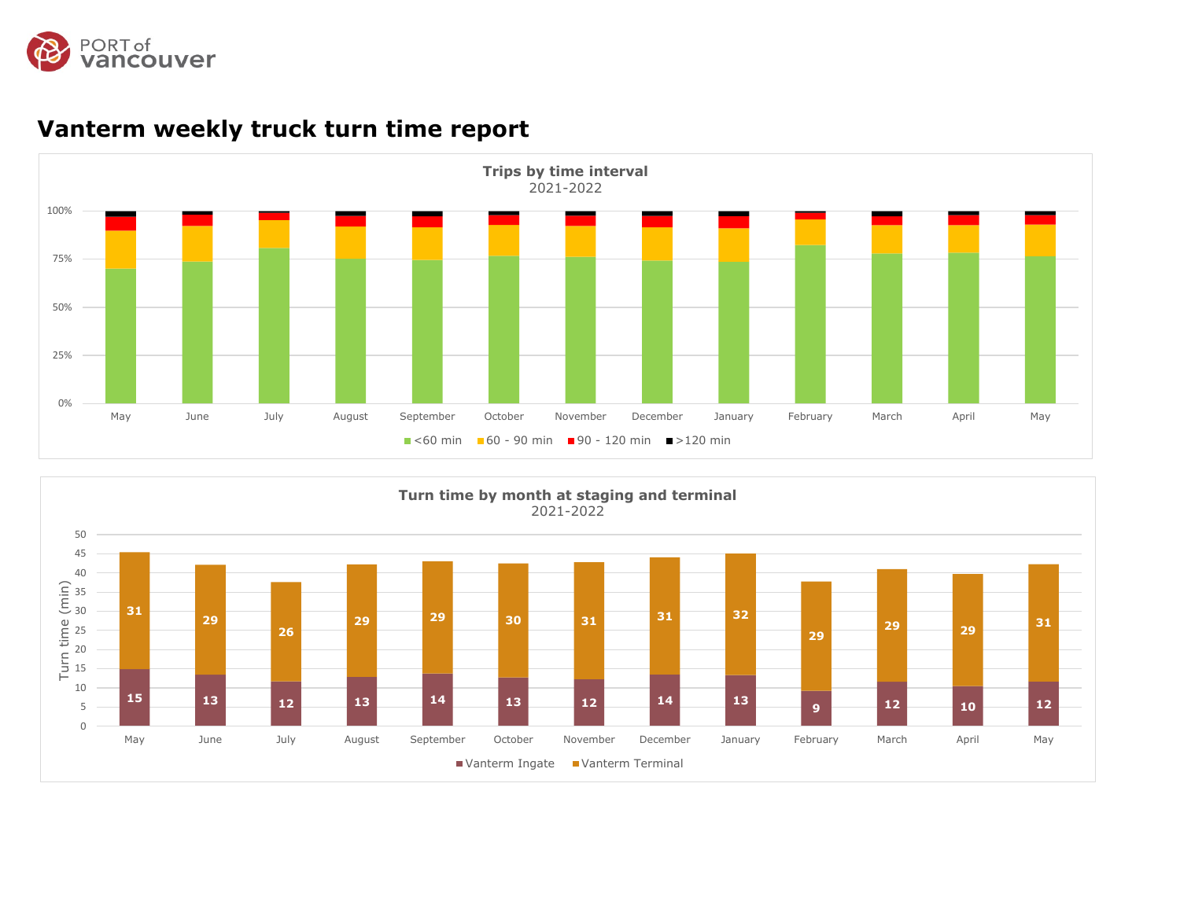# Vanterm weekly truck turn time report

**Trips by time interval**
2021-2022

| | May | June | July | August | September | October | November | December | January | February | March | April | May |
|---|---|---|---|---|---|---|---|---|---|---|---|---|---|

Legend: <60 min, 60 - 90 min, 90 - 120 min, >120 min

**Turn time by month at staging and terminal**
2021-2022

Turn time (min)

| | May | June | July | August | September | October | November | December | January | February | March | April | May |
|---|---|---|---|---|---|---|---|---|---|---|---|---|---|
| Vanterm Ingate | 15 | 13 | 12 | 13 | 14 | 13 | 12 | 14 | 13 | 9 | 12 | 10 | 12 |
| Vanterm Terminal | 31 | 29 | 26 | 29 | 29 | 30 | 31 | 31 | 32 | 29 | 29 | 29 | 31 |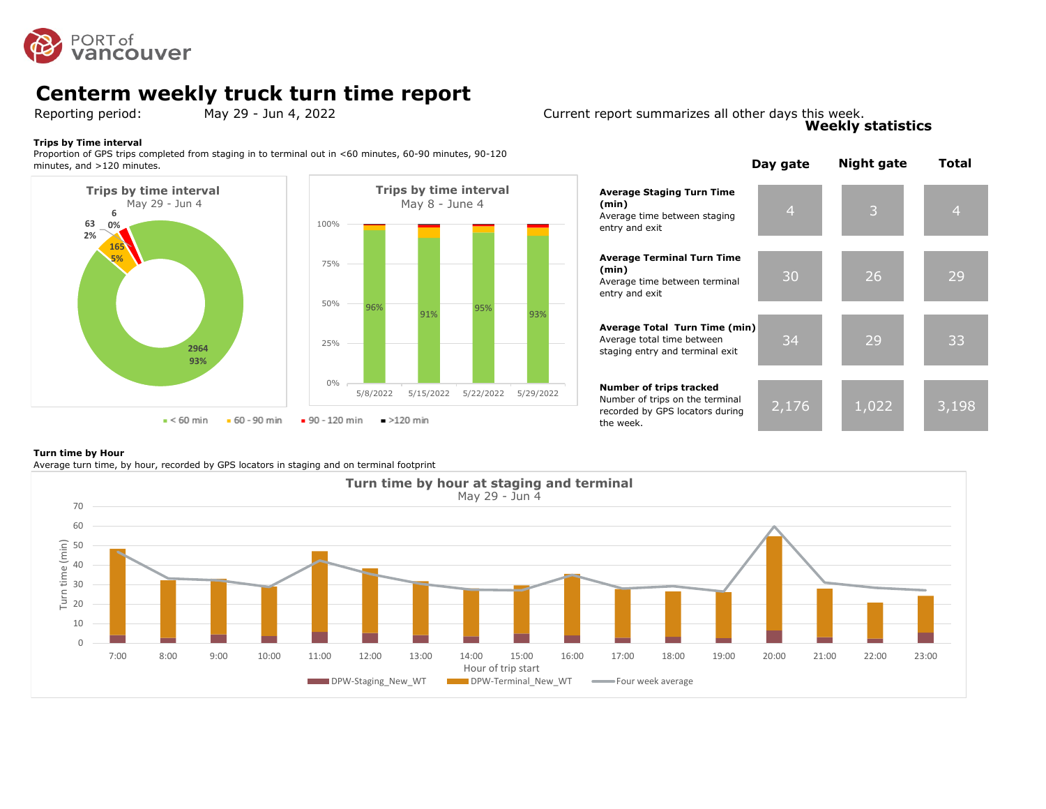# Centerm weekly truck turn time report

Reporting period: May 29 - Jun 4, 2022

Current report summarizes all other days this week.

**Trips by Time interval**

Proportion of GPS trips completed from staging in to terminal out in <60 minutes, 60-90 minutes, 90-120 minutes, and >120 minutes.

**Trips by time interval**
May 29 - Jun 4

| Interval | Trips | Percent |
|---|---|---|
| < 60 min | 2964 | 93% |
| 60 - 90 min | 165 | 5% |
| 90 - 120 min | 63 | 2% |
| >120 min | 6 | 0% |

**Trips by time interval**
May 8 - June 4

| Week | < 60 min |
|---|---|
| 5/8/2022 | 96% |
| 5/15/2022 | 91% |
| 5/22/2022 | 95% |
| 5/29/2022 | 93% |

Legend: < 60 min, 60 - 90 min, 90 - 120 min, >120 min

## Weekly statistics

| | Day gate | Night gate | Total |
|---|---|---|---|
| **Average Staging Turn Time (min)** Average time between staging entry and exit | 4 | 3 | 4 |
| **Average Terminal Turn Time (min)** Average time between terminal entry and exit | 30 | 26 | 29 |
| **Average Total Turn Time (min)** Average total time between staging entry and terminal exit | 34 | 29 | 33 |
| **Number of trips tracked** Number of trips on the terminal recorded by GPS locators during the week. | 2,176 | 1,022 | 3,198 |

**Turn time by Hour**

Average turn time, by hour, recorded by GPS locators in staging and on terminal footprint

**Turn time by hour at staging and terminal**
May 29 - Jun 4

Y-axis: Turn time (min), 0–70. X-axis: Hour of trip start, 7:00–23:00.

Legend: DPW-Staging_New_WT, DPW-Terminal_New_WT, Four week average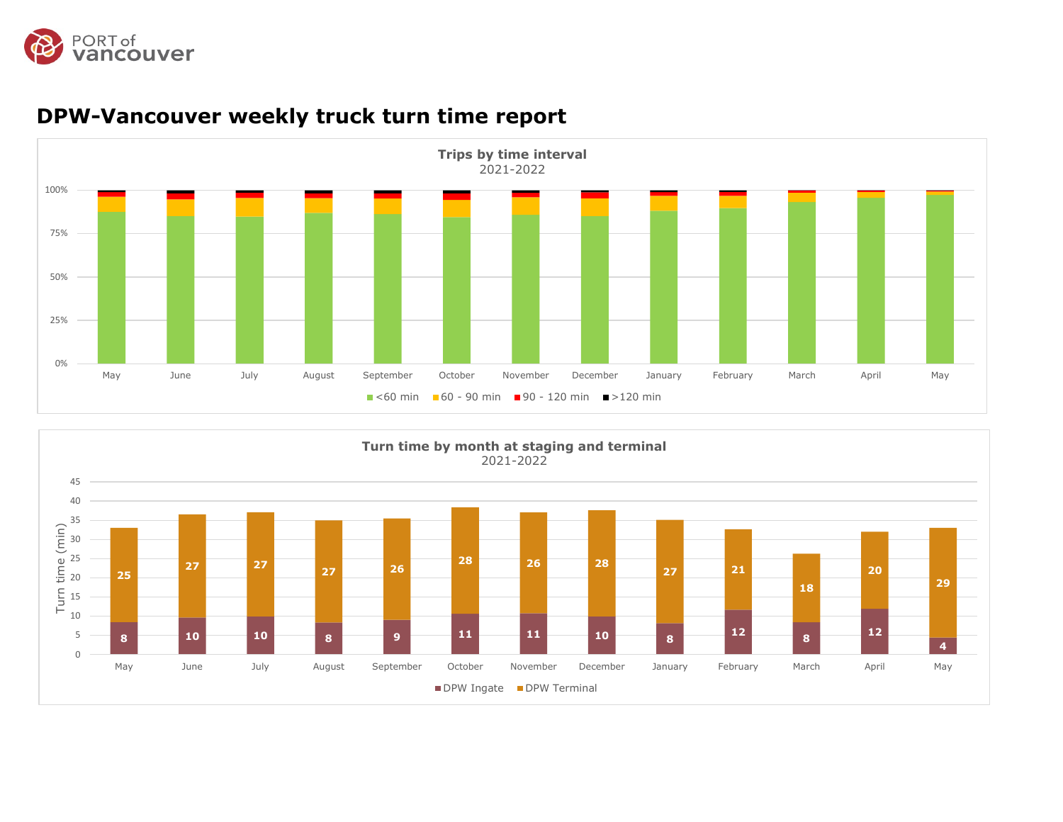PORT of vancouver

# DPW-Vancouver weekly truck turn time report

**Trips by time interval**
2021-2022

100%
75%
50%
25%
0%

May June July August September October November December January February March April May

<60 min · 60 - 90 min · 90 - 120 min · >120 min

**Turn time by month at staging and terminal**
2021-2022

Turn time (min)

| Month | DPW Ingate | DPW Terminal |
|---|---|---|
| May | 8 | 25 |
| June | 10 | 27 |
| July | 10 | 27 |
| August | 8 | 27 |
| September | 9 | 26 |
| October | 11 | 28 |
| November | 11 | 26 |
| December | 10 | 28 |
| January | 8 | 27 |
| February | 12 | 21 |
| March | 8 | 18 |
| April | 12 | 20 |
| May | 4 | 29 |

DPW Ingate · DPW Terminal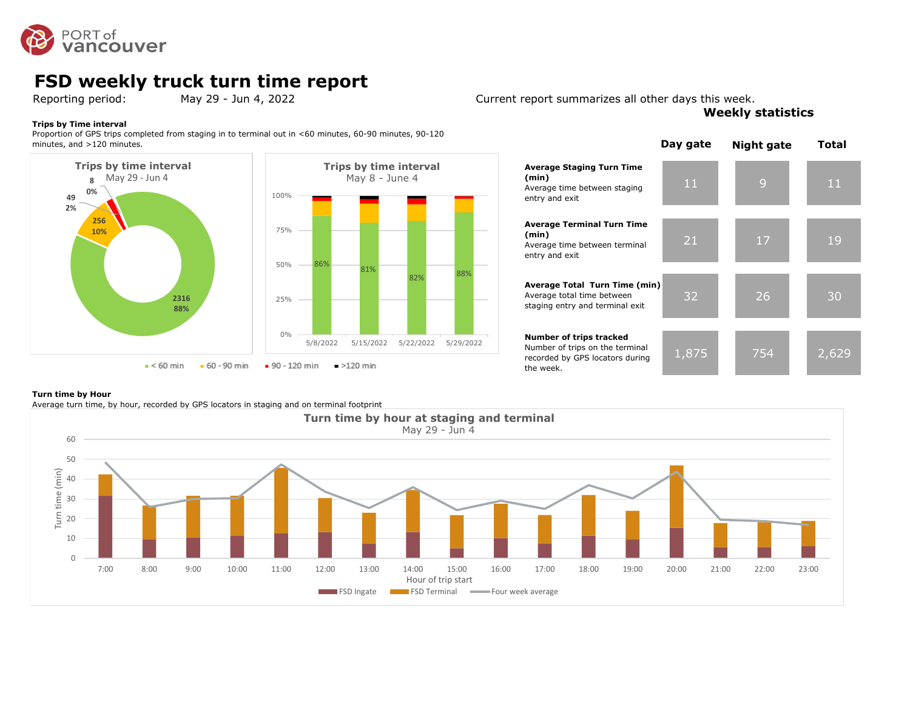# FSD weekly truck turn time report

Reporting period: May 29 - Jun 4, 2022

Current report summarizes all other days this week.

**Trips by Time interval**
Proportion of GPS trips completed from staging in to terminal out in <60 minutes, 60-90 minutes, 90-120 minutes, and >120 minutes.

**Trips by time interval**
May 29 - Jun 4

| Interval | Trips | % |
|---|---|---|
| < 60 min | 2316 | 88% |
| 60 - 90 min | 256 | 10% |
| 90 - 120 min | 49 | 2% |
| >120 min | 8 | 0% |

**Trips by time interval**
May 8 - June 4

| Week | < 60 min |
|---|---|
| 5/8/2022 | 86% |
| 5/15/2022 | 81% |
| 5/22/2022 | 82% |
| 5/29/2022 | 88% |

## Weekly statistics

| | Day gate | Night gate | Total |
|---|---|---|---|
| **Average Staging Turn Time (min)** Average time between staging entry and exit | 11 | 9 | 11 |
| **Average Terminal Turn Time (min)** Average time between terminal entry and exit | 21 | 17 | 19 |
| **Average Total Turn Time (min)** Average total time between staging entry and terminal exit | 32 | 26 | 30 |
| **Number of trips tracked** Number of trips on the terminal recorded by GPS locators during the week. | 1,875 | 754 | 2,629 |

**Turn time by Hour**
Average turn time, by hour, recorded by GPS locators in staging and on terminal footprint

**Turn time by hour at staging and terminal**
May 29 - Jun 4

Turn time (min) by Hour of trip start (7:00 – 23:00); series: FSD Ingate, FSD Terminal, Four week average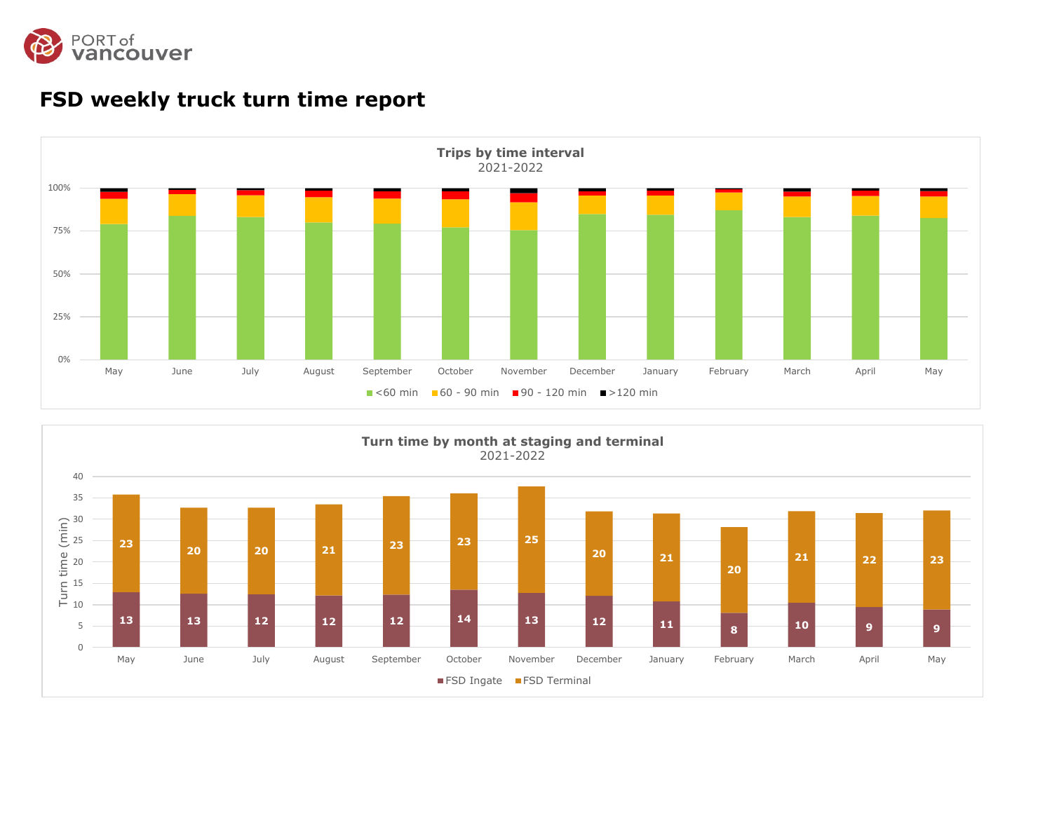# FSD weekly truck turn time report

**Trips by time interval**
2021-2022

100%
75%
50%
25%
0%

May June July August September October November December January February March April May

<60 min, 60 - 90 min, 90 - 120 min, >120 min

**Turn time by month at staging and terminal**
2021-2022

Turn time (min)

40
35
30
25
20
15
10
5
0

FSD Terminal: 23 20 20 21 23 23 25 20 21 20 21 22 23

FSD Ingate: 13 13 12 12 12 14 13 12 11 8 10 9 9

May June July August September October November December January February March April May

FSD Ingate, FSD Terminal